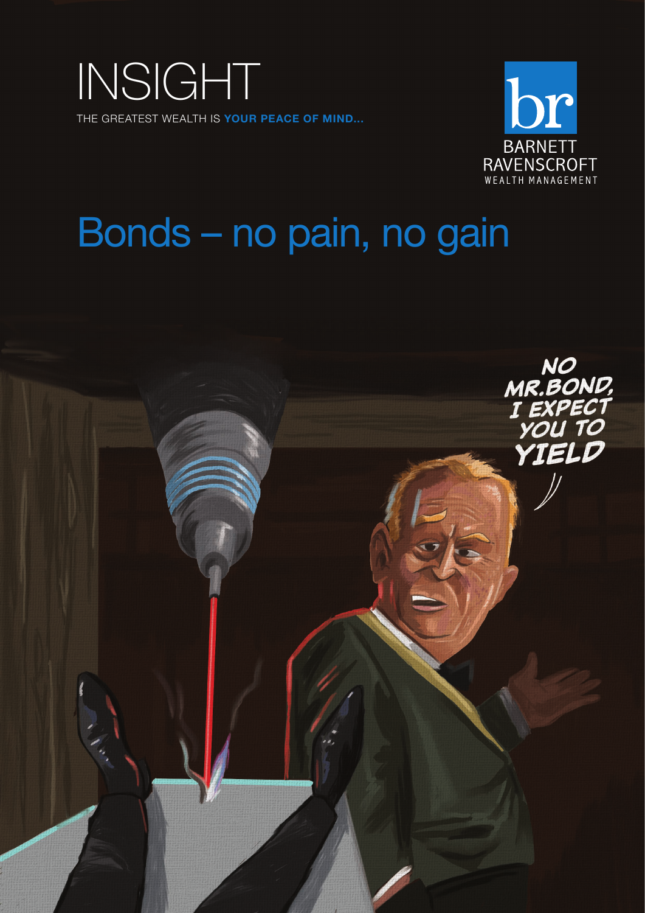# INSIGHT

THE GREATEST WEALTH IS **YOUR PEACE OF MIND...**

BARNETT RAVENSCROFT WEALTH MANAGEMENT

# Bonds – no pain, no gain

NO MR.BOND, I EXPECT YOU TO YIELD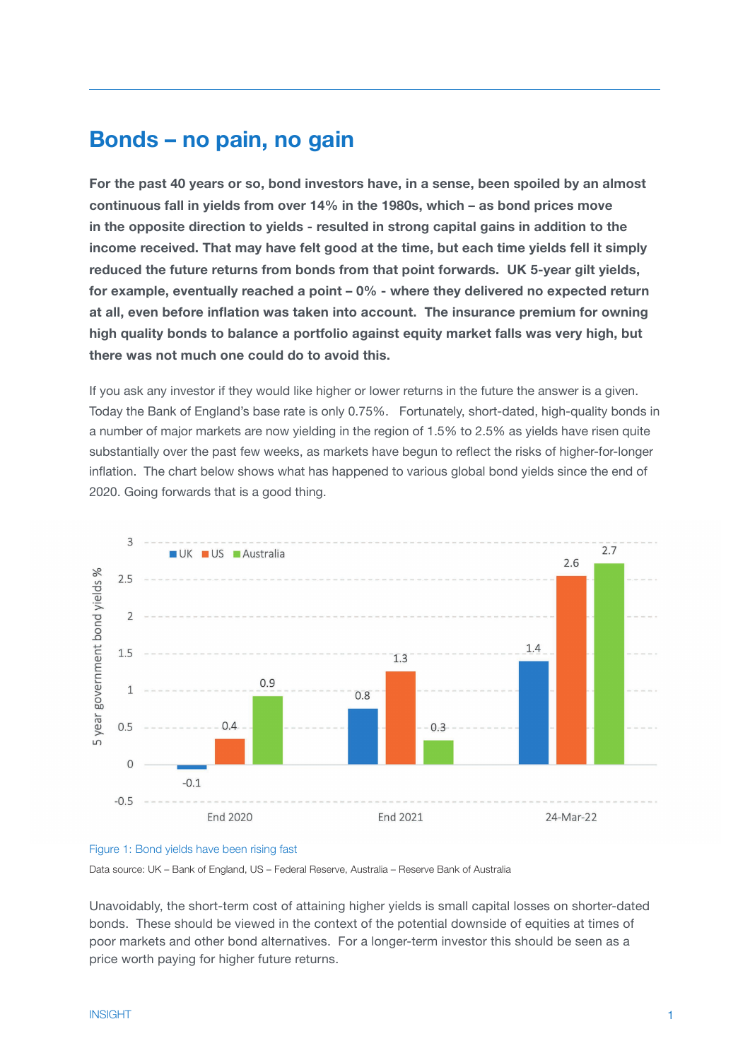# Bonds – no pain, no gain

**For the past 40 years or so, bond investors have, in a sense, been spoiled by an almost continuous fall in yields from over 14% in the 1980s, which – as bond prices move in the opposite direction to yields - resulted in strong capital gains in addition to the income received. That may have felt good at the time, but each time yields fell it simply reduced the future returns from bonds from that point forwards. UK 5-year gilt yields, for example, eventually reached a point – 0% - where they delivered no expected return at all, even before inflation was taken into account. The insurance premium for owning high quality bonds to balance a portfolio against equity market falls was very high, but there was not much one could do to avoid this.**

If you ask any investor if they would like higher or lower returns in the future the answer is a given. Today the Bank of England's base rate is only 0.75%. Fortunately, short-dated, high-quality bonds in a number of major markets are now yielding in the region of 1.5% to 2.5% as yields have risen quite substantially over the past few weeks, as markets have begun to reflect the risks of higher-for-longer inflation. The chart below shows what has happened to various global bond yields since the end of 2020. Going forwards that is a good thing.

| 5 year government bond yields % | UK | US | Australia |
|---|---|---|---|
| End 2020 | -0.1 | 0.4 | 0.9 |
| End 2021 | 0.8 | 1.3 | 0.3 |
| 24-Mar-22 | 1.4 | 2.6 | 2.7 |

Figure 1: Bond yields have been rising fast

Data source: UK – Bank of England, US – Federal Reserve, Australia – Reserve Bank of Australia

Unavoidably, the short-term cost of attaining higher yields is small capital losses on shorter-dated bonds. These should be viewed in the context of the potential downside of equities at times of poor markets and other bond alternatives. For a longer-term investor this should be seen as a price worth paying for higher future returns.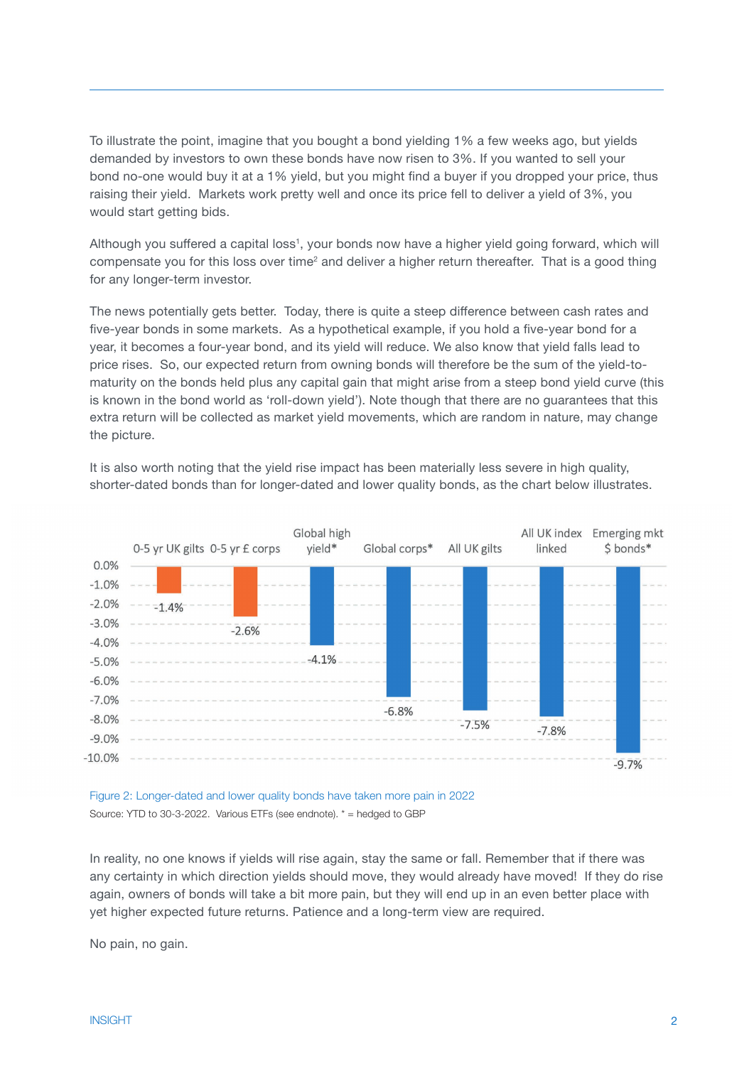To illustrate the point, imagine that you bought a bond yielding 1% a few weeks ago, but yields demanded by investors to own these bonds have now risen to 3%. If you wanted to sell your bond no-one would buy it at a 1% yield, but you might find a buyer if you dropped your price, thus raising their yield. Markets work pretty well and once its price fell to deliver a yield of 3%, you would start getting bids.

Although you suffered a capital loss[1], your bonds now have a higher yield going forward, which will compensate you for this loss over time[2] and deliver a higher return thereafter. That is a good thing for any longer-term investor.

The news potentially gets better. Today, there is quite a steep difference between cash rates and five-year bonds in some markets. As a hypothetical example, if you hold a five-year bond for a year, it becomes a four-year bond, and its yield will reduce. We also know that yield falls lead to price rises. So, our expected return from owning bonds will therefore be the sum of the yield-to-maturity on the bonds held plus any capital gain that might arise from a steep bond yield curve (this is known in the bond world as 'roll-down yield'). Note though that there are no guarantees that this extra return will be collected as market yield movements, which are random in nature, may change the picture.

It is also worth noting that the yield rise impact has been materially less severe in high quality, shorter-dated bonds than for longer-dated and lower quality bonds, as the chart below illustrates.

| 0-5 yr UK gilts | 0-5 yr £ corps | Global high yield* | Global corps* | All UK gilts | All UK index linked | Emerging mkt $ bonds* |
|---|---|---|---|---|---|---|
| -1.4% | -2.6% | -4.1% | -6.8% | -7.5% | -7.8% | -9.7% |

Figure 2: Longer-dated and lower quality bonds have taken more pain in 2022

Source: YTD to 30-3-2022. Various ETFs (see endnote). * = hedged to GBP

In reality, no one knows if yields will rise again, stay the same or fall. Remember that if there was any certainty in which direction yields should move, they would already have moved! If they do rise again, owners of bonds will take a bit more pain, but they will end up in an even better place with yet higher expected future returns. Patience and a long-term view are required.

No pain, no gain.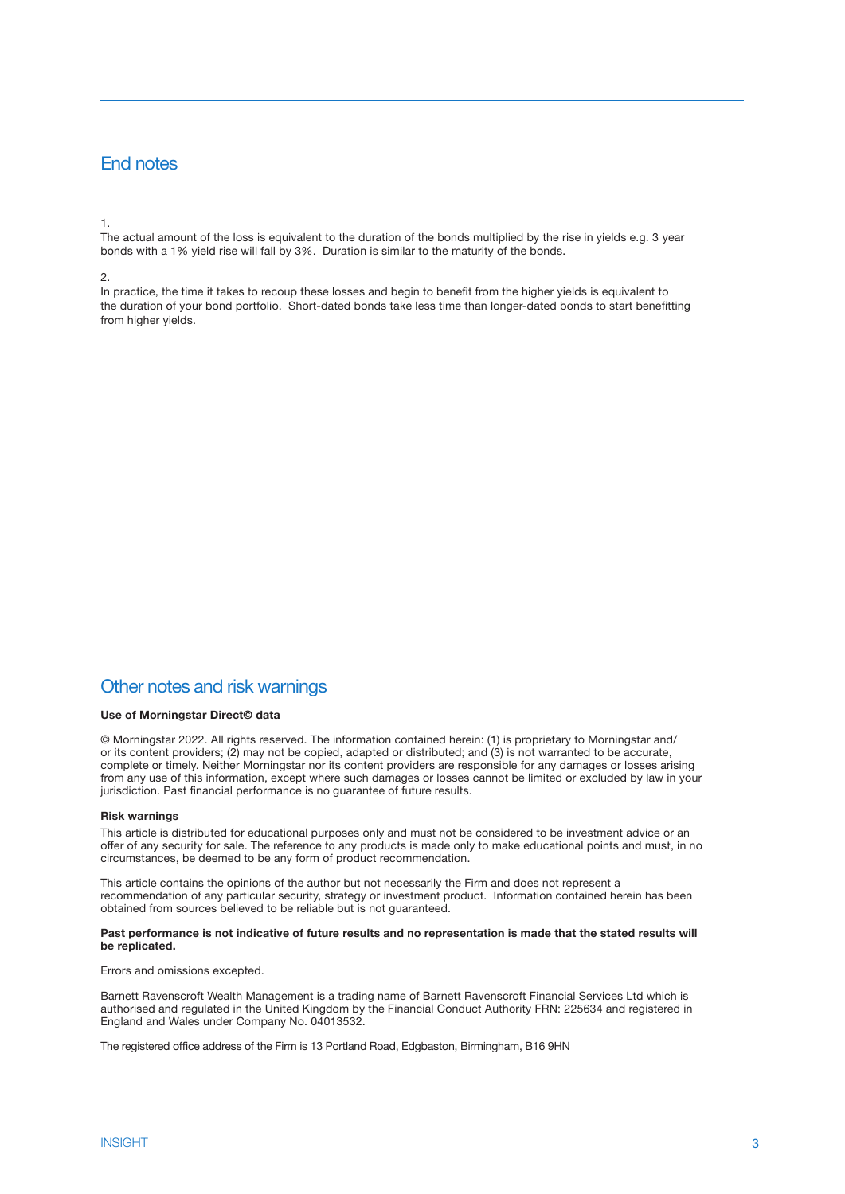## End notes

1.
The actual amount of the loss is equivalent to the duration of the bonds multiplied by the rise in yields e.g. 3 year bonds with a 1% yield rise will fall by 3%. Duration is similar to the maturity of the bonds.

2.
In practice, the time it takes to recoup these losses and begin to benefit from the higher yields is equivalent to the duration of your bond portfolio. Short-dated bonds take less time than longer-dated bonds to start benefitting from higher yields.

## Other notes and risk warnings

**Use of Morningstar Direct© data**

© Morningstar 2022. All rights reserved. The information contained herein: (1) is proprietary to Morningstar and/or its content providers; (2) may not be copied, adapted or distributed; and (3) is not warranted to be accurate, complete or timely. Neither Morningstar nor its content providers are responsible for any damages or losses arising from any use of this information, except where such damages or losses cannot be limited or excluded by law in your jurisdiction. Past financial performance is no guarantee of future results.

**Risk warnings**

This article is distributed for educational purposes only and must not be considered to be investment advice or an offer of any security for sale. The reference to any products is made only to make educational points and must, in no circumstances, be deemed to be any form of product recommendation.

This article contains the opinions of the author but not necessarily the Firm and does not represent a recommendation of any particular security, strategy or investment product. Information contained herein has been obtained from sources believed to be reliable but is not guaranteed.

**Past performance is not indicative of future results and no representation is made that the stated results will be replicated.**

Errors and omissions excepted.

Barnett Ravenscroft Wealth Management is a trading name of Barnett Ravenscroft Financial Services Ltd which is authorised and regulated in the United Kingdom by the Financial Conduct Authority FRN: 225634 and registered in England and Wales under Company No. 04013532.

The registered office address of the Firm is 13 Portland Road, Edgbaston, Birmingham, B16 9HN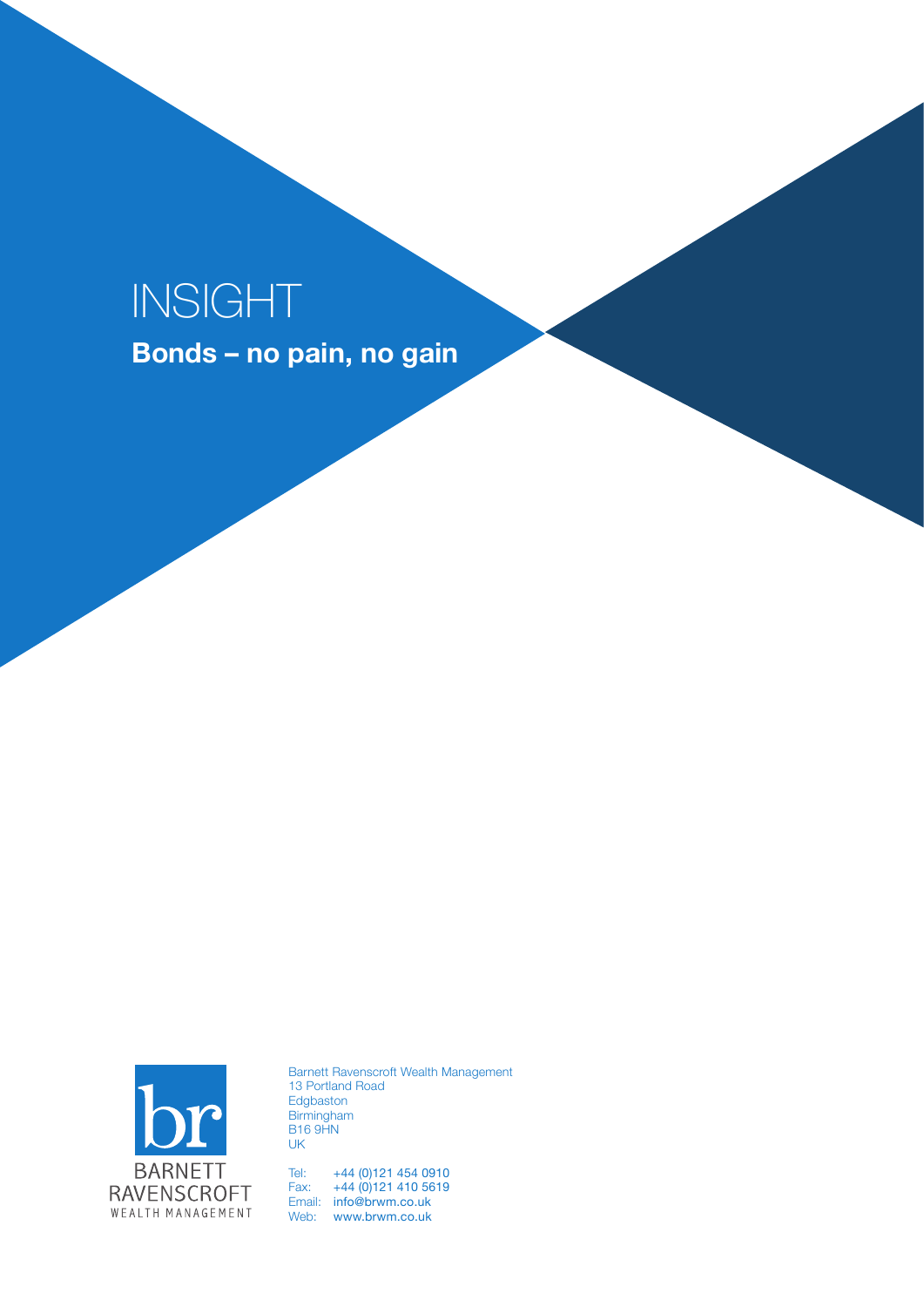# INSIGHT

## Bonds – no pain, no gain

BARNETT RAVENSCROFT WEALTH MANAGEMENT

Barnett Ravenscroft Wealth Management
13 Portland Road
Edgbaston
Birmingham
B16 9HN
UK

Tel: +44 (0)121 454 0910
Fax: +44 (0)121 410 5619
Email: info@brwm.co.uk
Web: www.brwm.co.uk